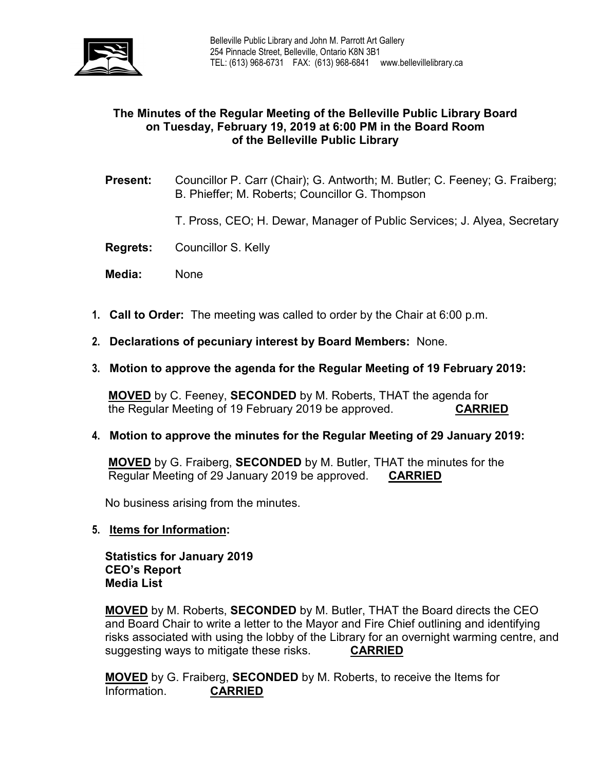Belleville Public Library and John M. Parrott Art Gallery
254 Pinnacle Street, Belleville, Ontario K8N 3B1
TEL: (613) 968-6731 FAX: (613) 968-6841 www.bellevillelibrary.ca

# The Minutes of the Regular Meeting of the Belleville Public Library Board on Tuesday, February 19, 2019 at 6:00 PM in the Board Room of the Belleville Public Library

**Present:** Councillor P. Carr (Chair); G. Antworth; M. Butler; C. Feeney; G. Fraiberg; B. Phieffer; M. Roberts; Councillor G. Thompson

T. Pross, CEO; H. Dewar, Manager of Public Services; J. Alyea, Secretary

**Regrets:** Councillor S. Kelly

**Media:** None

1. **Call to Order:** The meeting was called to order by the Chair at 6:00 p.m.

2. **Declarations of pecuniary interest by Board Members:** None.

3. **Motion to approve the agenda for the Regular Meeting of 19 February 2019:**

   **MOVED** by C. Feeney, **SECONDED** by M. Roberts, THAT the agenda for the Regular Meeting of 19 February 2019 be approved. **CARRIED**

4. **Motion to approve the minutes for the Regular Meeting of 29 January 2019:**

   **MOVED** by G. Fraiberg, **SECONDED** by M. Butler, THAT the minutes for the Regular Meeting of 29 January 2019 be approved. **CARRIED**

   No business arising from the minutes.

5. **Items for Information:**

   **Statistics for January 2019**
   **CEO's Report**
   **Media List**

   **MOVED** by M. Roberts, **SECONDED** by M. Butler, THAT the Board directs the CEO and Board Chair to write a letter to the Mayor and Fire Chief outlining and identifying risks associated with using the lobby of the Library for an overnight warming centre, and suggesting ways to mitigate these risks. **CARRIED**

   **MOVED** by G. Fraiberg, **SECONDED** by M. Roberts, to receive the Items for Information. **CARRIED**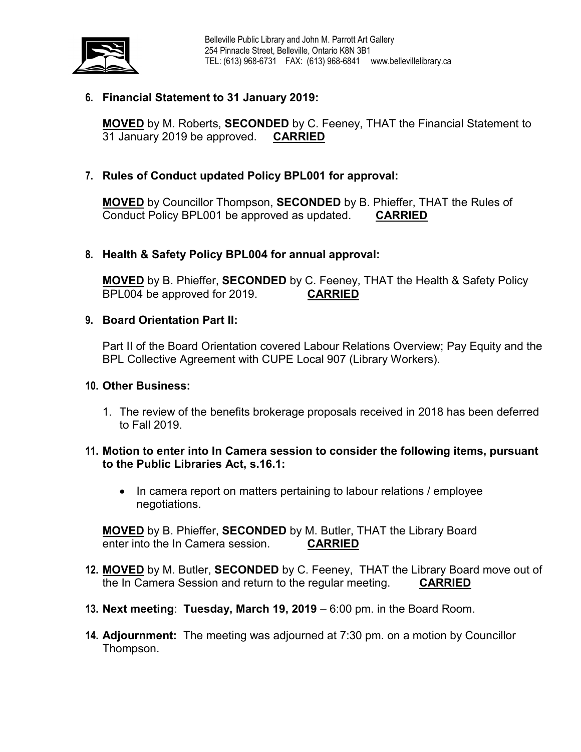Belleville Public Library and John M. Parrott Art Gallery
254 Pinnacle Street, Belleville, Ontario K8N 3B1
TEL: (613) 968-6731 FAX: (613) 968-6841 www.bellevillelibrary.ca

**6. Financial Statement to 31 January 2019:**

**MOVED** by M. Roberts, **SECONDED** by C. Feeney, THAT the Financial Statement to 31 January 2019 be approved. **CARRIED**

**7. Rules of Conduct updated Policy BPL001 for approval:**

**MOVED** by Councillor Thompson, **SECONDED** by B. Phieffer, THAT the Rules of Conduct Policy BPL001 be approved as updated. **CARRIED**

**8. Health & Safety Policy BPL004 for annual approval:**

**MOVED** by B. Phieffer, **SECONDED** by C. Feeney, THAT the Health & Safety Policy BPL004 be approved for 2019. **CARRIED**

**9. Board Orientation Part II:**

Part II of the Board Orientation covered Labour Relations Overview; Pay Equity and the BPL Collective Agreement with CUPE Local 907 (Library Workers).

**10. Other Business:**

1. The review of the benefits brokerage proposals received in 2018 has been deferred to Fall 2019.

**11. Motion to enter into In Camera session to consider the following items, pursuant to the Public Libraries Act, s.16.1:**

- In camera report on matters pertaining to labour relations / employee negotiations.

**MOVED** by B. Phieffer, **SECONDED** by M. Butler, THAT the Library Board enter into the In Camera session. **CARRIED**

**12. MOVED** by M. Butler, **SECONDED** by C. Feeney, THAT the Library Board move out of the In Camera Session and return to the regular meeting. **CARRIED**

**13. Next meeting**: **Tuesday, March 19, 2019** – 6:00 pm. in the Board Room.

**14. Adjournment:** The meeting was adjourned at 7:30 pm. on a motion by Councillor Thompson.